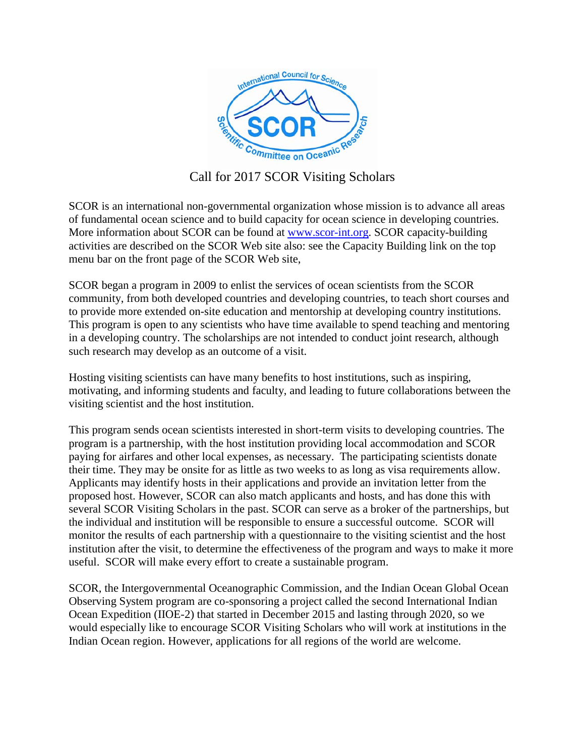# Call for 2017 SCOR Visiting Scholars

SCOR is an international non-governmental organization whose mission is to advance all areas of fundamental ocean science and to build capacity for ocean science in developing countries. More information about SCOR can be found at [www.scor-int.org](http://www.scor-int.org). SCOR capacity-building activities are described on the SCOR Web site also: see the Capacity Building link on the top menu bar on the front page of the SCOR Web site,

SCOR began a program in 2009 to enlist the services of ocean scientists from the SCOR community, from both developed countries and developing countries, to teach short courses and to provide more extended on-site education and mentorship at developing country institutions. This program is open to any scientists who have time available to spend teaching and mentoring in a developing country. The scholarships are not intended to conduct joint research, although such research may develop as an outcome of a visit.

Hosting visiting scientists can have many benefits to host institutions, such as inspiring, motivating, and informing students and faculty, and leading to future collaborations between the visiting scientist and the host institution.

This program sends ocean scientists interested in short-term visits to developing countries. The program is a partnership, with the host institution providing local accommodation and SCOR paying for airfares and other local expenses, as necessary. The participating scientists donate their time. They may be onsite for as little as two weeks to as long as visa requirements allow. Applicants may identify hosts in their applications and provide an invitation letter from the proposed host. However, SCOR can also match applicants and hosts, and has done this with several SCOR Visiting Scholars in the past. SCOR can serve as a broker of the partnerships, but the individual and institution will be responsible to ensure a successful outcome. SCOR will monitor the results of each partnership with a questionnaire to the visiting scientist and the host institution after the visit, to determine the effectiveness of the program and ways to make it more useful. SCOR will make every effort to create a sustainable program.

SCOR, the Intergovernmental Oceanographic Commission, and the Indian Ocean Global Ocean Observing System program are co-sponsoring a project called the second International Indian Ocean Expedition (IIOE-2) that started in December 2015 and lasting through 2020, so we would especially like to encourage SCOR Visiting Scholars who will work at institutions in the Indian Ocean region. However, applications for all regions of the world are welcome.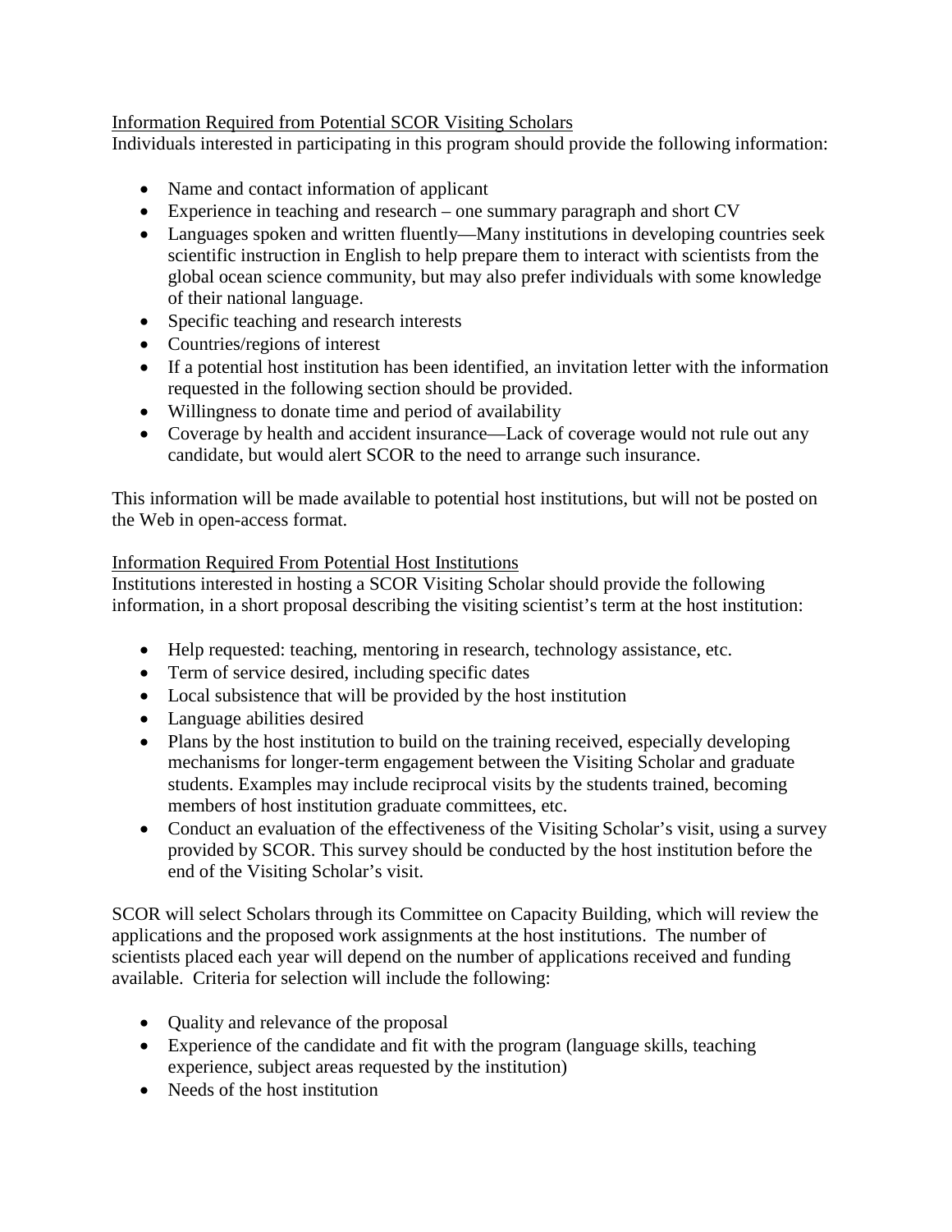<u>Information Required from Potential SCOR Visiting Scholars</u>

Individuals interested in participating in this program should provide the following information:

- Name and contact information of applicant
- Experience in teaching and research – one summary paragraph and short CV
- Languages spoken and written fluently—Many institutions in developing countries seek scientific instruction in English to help prepare them to interact with scientists from the global ocean science community, but may also prefer individuals with some knowledge of their national language.
- Specific teaching and research interests
- Countries/regions of interest
- If a potential host institution has been identified, an invitation letter with the information requested in the following section should be provided.
- Willingness to donate time and period of availability
- Coverage by health and accident insurance—Lack of coverage would not rule out any candidate, but would alert SCOR to the need to arrange such insurance.

This information will be made available to potential host institutions, but will not be posted on the Web in open-access format.

<u>Information Required From Potential Host Institutions</u>

Institutions interested in hosting a SCOR Visiting Scholar should provide the following information, in a short proposal describing the visiting scientist's term at the host institution:

- Help requested: teaching, mentoring in research, technology assistance, etc.
- Term of service desired, including specific dates
- Local subsistence that will be provided by the host institution
- Language abilities desired
- Plans by the host institution to build on the training received, especially developing mechanisms for longer-term engagement between the Visiting Scholar and graduate students. Examples may include reciprocal visits by the students trained, becoming members of host institution graduate committees, etc.
- Conduct an evaluation of the effectiveness of the Visiting Scholar's visit, using a survey provided by SCOR. This survey should be conducted by the host institution before the end of the Visiting Scholar's visit.

SCOR will select Scholars through its Committee on Capacity Building, which will review the applications and the proposed work assignments at the host institutions. The number of scientists placed each year will depend on the number of applications received and funding available. Criteria for selection will include the following:

- Quality and relevance of the proposal
- Experience of the candidate and fit with the program (language skills, teaching experience, subject areas requested by the institution)
- Needs of the host institution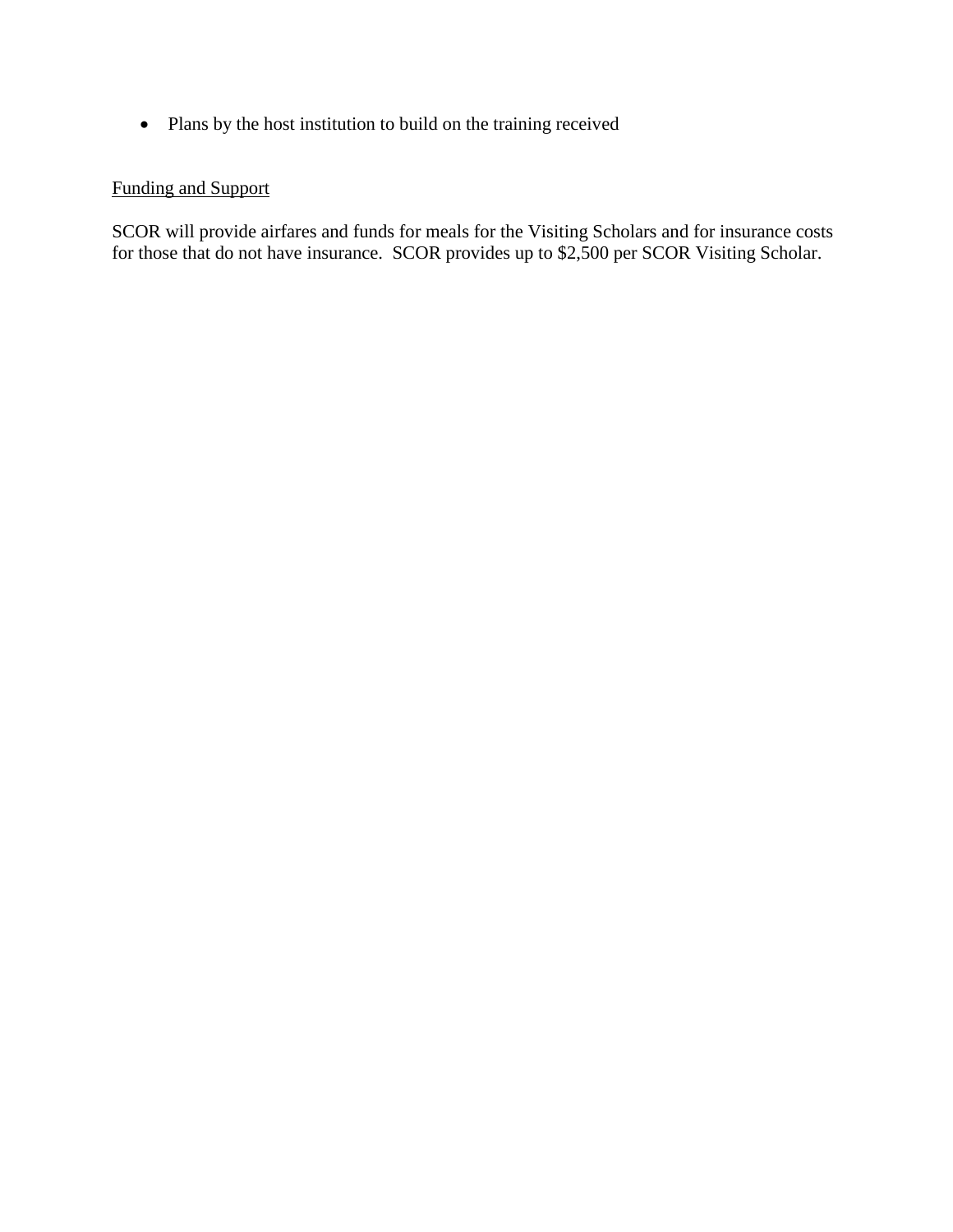- Plans by the host institution to build on the training received

## Funding and Support

SCOR will provide airfares and funds for meals for the Visiting Scholars and for insurance costs for those that do not have insurance. SCOR provides up to $2,500 per SCOR Visiting Scholar.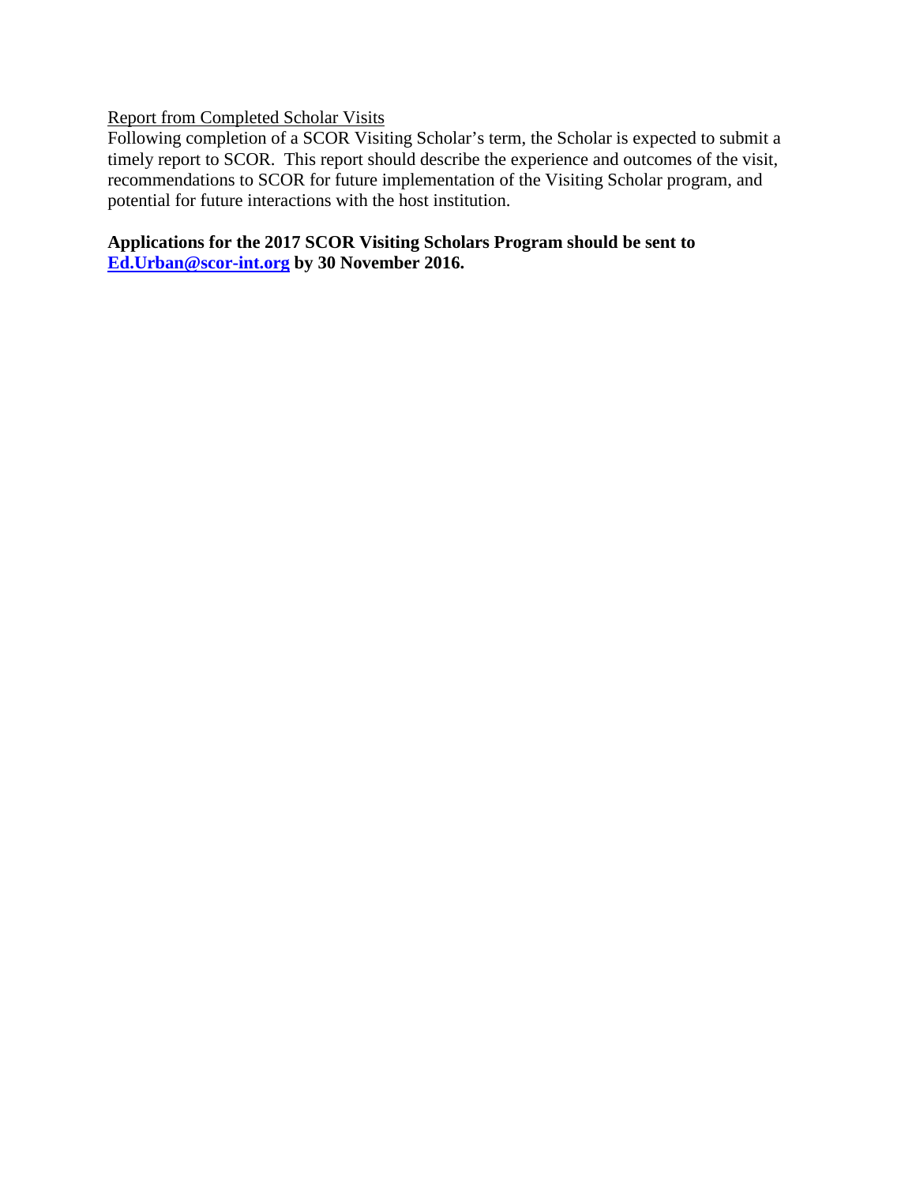Report from Completed Scholar Visits

Following completion of a SCOR Visiting Scholar's term, the Scholar is expected to submit a timely report to SCOR. This report should describe the experience and outcomes of the visit, recommendations to SCOR for future implementation of the Visiting Scholar program, and potential for future interactions with the host institution.

**Applications for the 2017 SCOR Visiting Scholars Program should be sent to [Ed.Urban@scor-int.org](mailto:Ed.Urban@scor-int.org) by 30 November 2016.**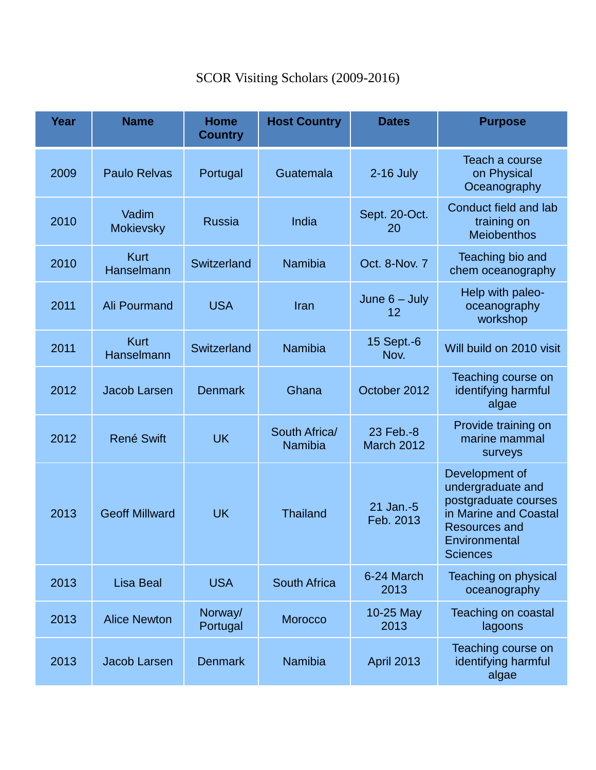SCOR Visiting Scholars (2009-2016)

| Year | Name | Home Country | Host Country | Dates | Purpose |
|---|---|---|---|---|---|
| 2009 | Paulo Relvas | Portugal | Guatemala | 2-16 July | Teach a course on Physical Oceanography |
| 2010 | Vadim Mokievsky | Russia | India | Sept. 20-Oct. 20 | Conduct field and lab training on Meiobenthos |
| 2010 | Kurt Hanselmann | Switzerland | Namibia | Oct. 8-Nov. 7 | Teaching bio and chem oceanography |
| 2011 | Ali Pourmand | USA | Iran | June 6 – July 12 | Help with paleo-oceanography workshop |
| 2011 | Kurt Hanselmann | Switzerland | Namibia | 15 Sept.-6 Nov. | Will build on 2010 visit |
| 2012 | Jacob Larsen | Denmark | Ghana | October 2012 | Teaching course on identifying harmful algae |
| 2012 | René Swift | UK | South Africa/ Namibia | 23 Feb.-8 March 2012 | Provide training on marine mammal surveys |
| 2013 | Geoff Millward | UK | Thailand | 21 Jan.-5 Feb. 2013 | Development of undergraduate and postgraduate courses in Marine and Coastal Resources and Environmental Sciences |
| 2013 | Lisa Beal | USA | South Africa | 6-24 March 2013 | Teaching on physical oceanography |
| 2013 | Alice Newton | Norway/ Portugal | Morocco | 10-25 May 2013 | Teaching on coastal lagoons |
| 2013 | Jacob Larsen | Denmark | Namibia | April 2013 | Teaching course on identifying harmful algae |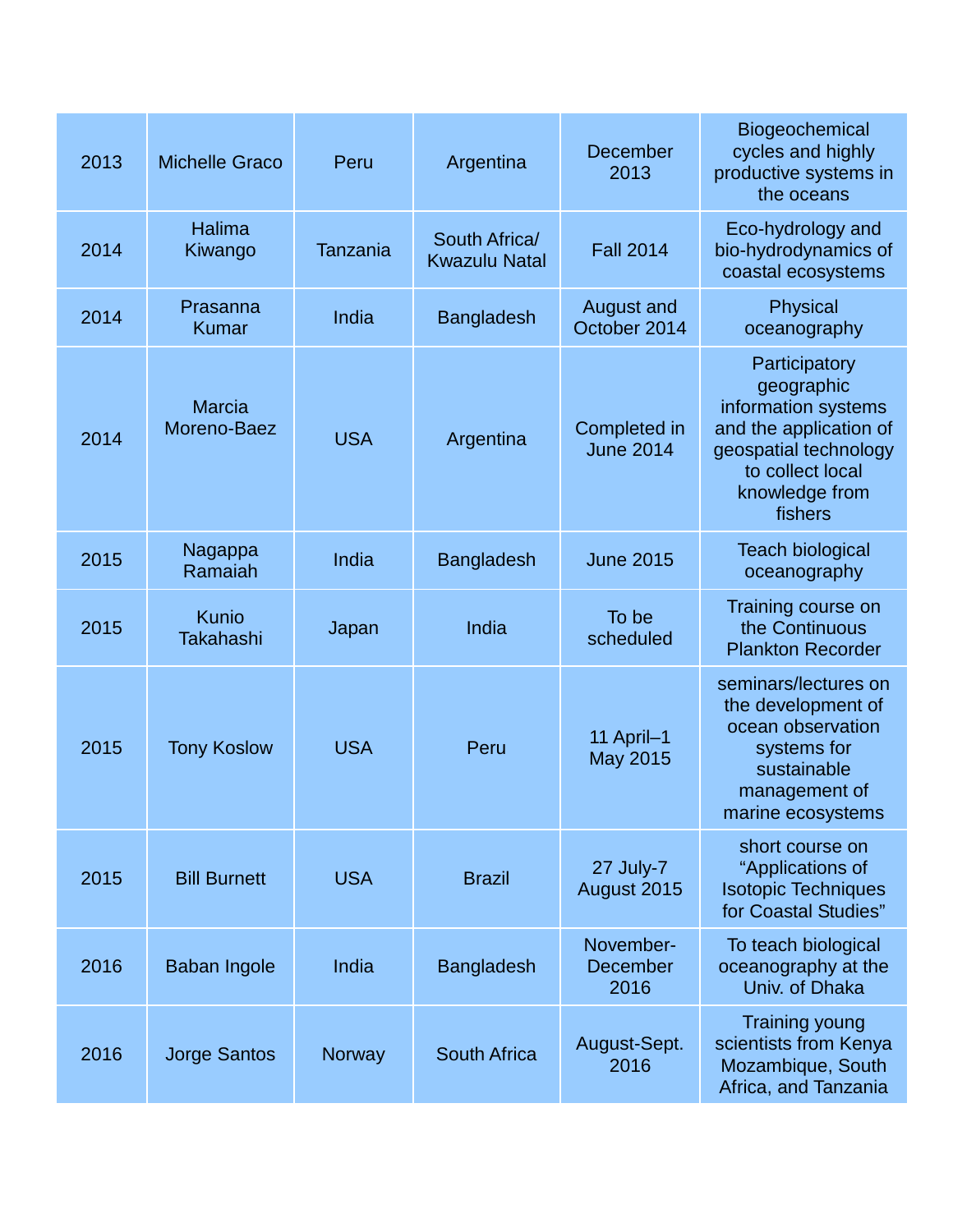| 2013 | Michelle Graco | Peru | Argentina | December 2013 | Biogeochemical cycles and highly productive systems in the oceans |
|---|---|---|---|---|---|
| 2014 | Halima Kiwango | Tanzania | South Africa/ Kwazulu Natal | Fall 2014 | Eco-hydrology and bio-hydrodynamics of coastal ecosystems |
| 2014 | Prasanna Kumar | India | Bangladesh | August and October 2014 | Physical oceanography |
| 2014 | Marcia Moreno-Baez | USA | Argentina | Completed in June 2014 | Participatory geographic information systems and the application of geospatial technology to collect local knowledge from fishers |
| 2015 | Nagappa Ramaiah | India | Bangladesh | June 2015 | Teach biological oceanography |
| 2015 | Kunio Takahashi | Japan | India | To be scheduled | Training course on the Continuous Plankton Recorder |
| 2015 | Tony Koslow | USA | Peru | 11 April–1 May 2015 | seminars/lectures on the development of ocean observation systems for sustainable management of marine ecosystems |
| 2015 | Bill Burnett | USA | Brazil | 27 July-7 August 2015 | short course on "Applications of Isotopic Techniques for Coastal Studies" |
| 2016 | Baban Ingole | India | Bangladesh | November-December 2016 | To teach biological oceanography at the Univ. of Dhaka |
| 2016 | Jorge Santos | Norway | South Africa | August-Sept. 2016 | Training young scientists from Kenya Mozambique, South Africa, and Tanzania |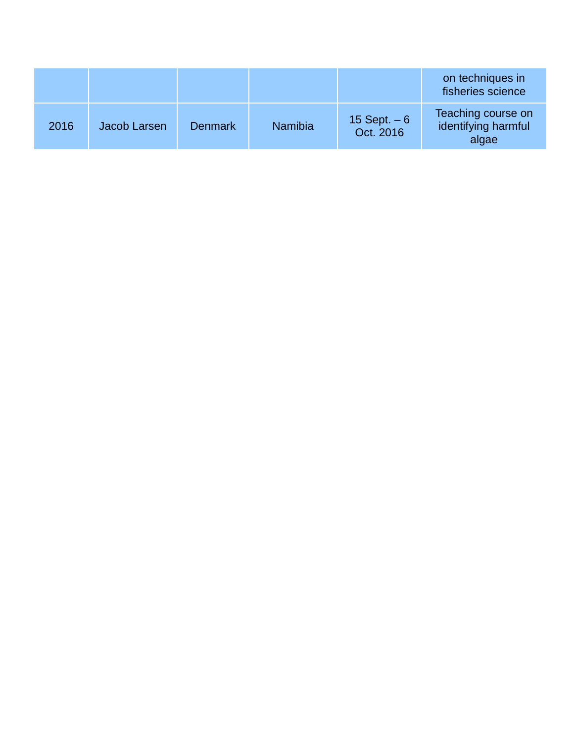| | | | | | |
|---|---|---|---|---|---|
| | | | | | on techniques in fisheries science |
| 2016 | Jacob Larsen | Denmark | Namibia | 15 Sept. – 6 Oct. 2016 | Teaching course on identifying harmful algae |